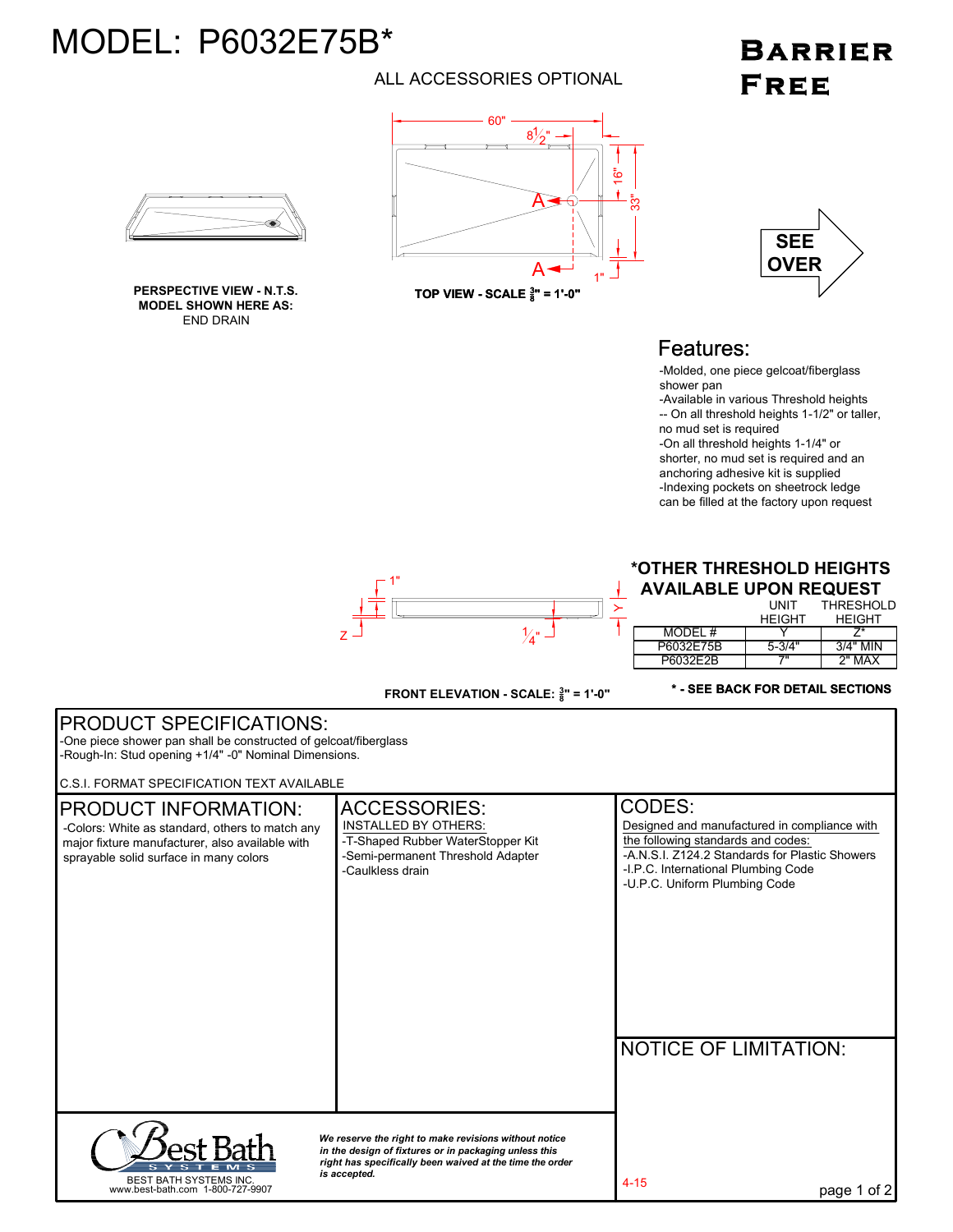# MODEL: P6032E75B*

**BARRIER FREE**

ALL ACCESSORIES OPTIONAL

60"
$8\frac{1}{2}$"
16"
33"
1"
A
A

**PERSPECTIVE VIEW - N.T.S.**
**MODEL SHOWN HERE AS:**
END DRAIN

**TOP VIEW - SCALE $\frac{3}{8}$" = 1'-0"**

**SEE OVER**

## Features:

- -Molded, one piece gelcoat/fiberglass shower pan
- -Available in various Threshold heights
- -- On all threshold heights 1-1/2" or taller, no mud set is required
- -On all threshold heights 1-1/4" or shorter, no mud set is required and an anchoring adhesive kit is supplied
- -Indexing pockets on sheetrock ledge can be filled at the factory upon request

1"
Z
$\frac{1}{4}$"
Y

**FRONT ELEVATION - SCALE: $\frac{3}{8}$" = 1'-0"**

### *OTHER THRESHOLD HEIGHTS AVAILABLE UPON REQUEST

| MODEL # | UNIT HEIGHT Y | THRESHOLD HEIGHT Z* |
|---|---|---|
| P6032E75B | 5-3/4" | 3/4" MIN |
| P6032E2B | 7" | 2" MAX |

**\* - SEE BACK FOR DETAIL SECTIONS**

## PRODUCT SPECIFICATIONS:

-One piece shower pan shall be constructed of gelcoat/fiberglass
-Rough-In: Stud opening +1/4" -0" Nominal Dimensions.

C.S.I. FORMAT SPECIFICATION TEXT AVAILABLE

## PRODUCT INFORMATION:

-Colors: White as standard, others to match any major fixture manufacturer, also available with sprayable solid surface in many colors

## ACCESSORIES:

INSTALLED BY OTHERS:
-T-Shaped Rubber WaterStopper Kit
-Semi-permanent Threshold Adapter
-Caulkless drain

## CODES:

Designed and manufactured in compliance with the following standards and codes:
-A.N.S.I. Z124.2 Standards for Plastic Showers
-I.P.C. International Plumbing Code
-U.P.C. Uniform Plumbing Code

## NOTICE OF LIMITATION:

Best Bath SYSTEMS
BEST BATH SYSTEMS INC.
www.best-bath.com 1-800-727-9907

*We reserve the right to make revisions without notice in the design of fixtures or in packaging unless this right has specifically been waived at the time the order is accepted.*

4-15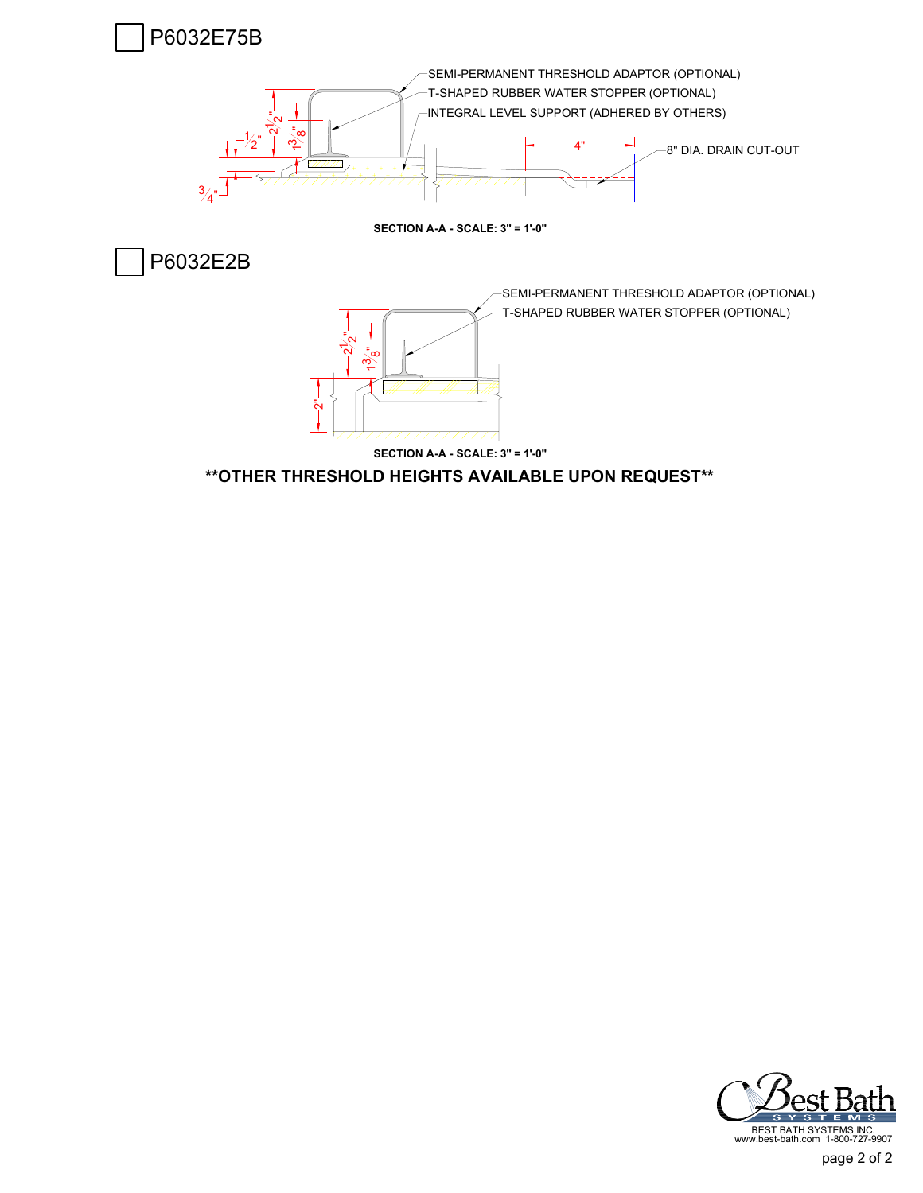☐ P6032E75B

SEMI-PERMANENT THRESHOLD ADAPTOR (OPTIONAL)
T-SHAPED RUBBER WATER STOPPER (OPTIONAL)
INTEGRAL LEVEL SUPPORT (ADHERED BY OTHERS)

2 1/2"
1 3/8"
1/2"
3/4"
4"
8" DIA. DRAIN CUT-OUT

**SECTION A-A - SCALE: 3" = 1'-0"**

☐ P6032E2B

SEMI-PERMANENT THRESHOLD ADAPTOR (OPTIONAL)
T-SHAPED RUBBER WATER STOPPER (OPTIONAL)

2 1/2"
1 3/8"
2"

**SECTION A-A - SCALE: 3" = 1'-0"**

**\*\*OTHER THRESHOLD HEIGHTS AVAILABLE UPON REQUEST\*\***

Best Bath SYSTEMS
BEST BATH SYSTEMS INC.
www.best-bath.com 1-800-727-9907